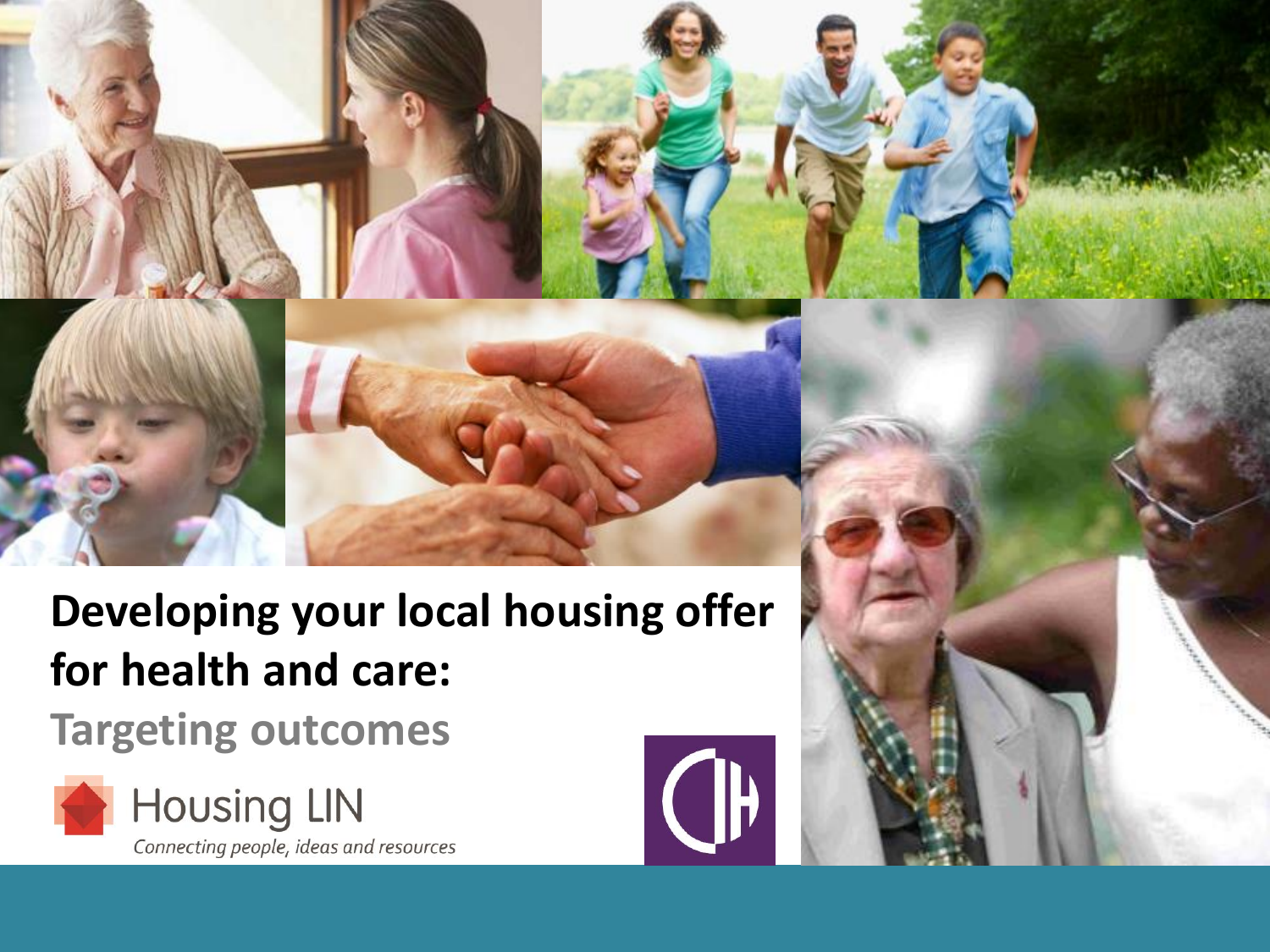# Developing your local housing offer for health and care:

## Targeting outcomes

Housing LIN

*Connecting people, ideas and resources*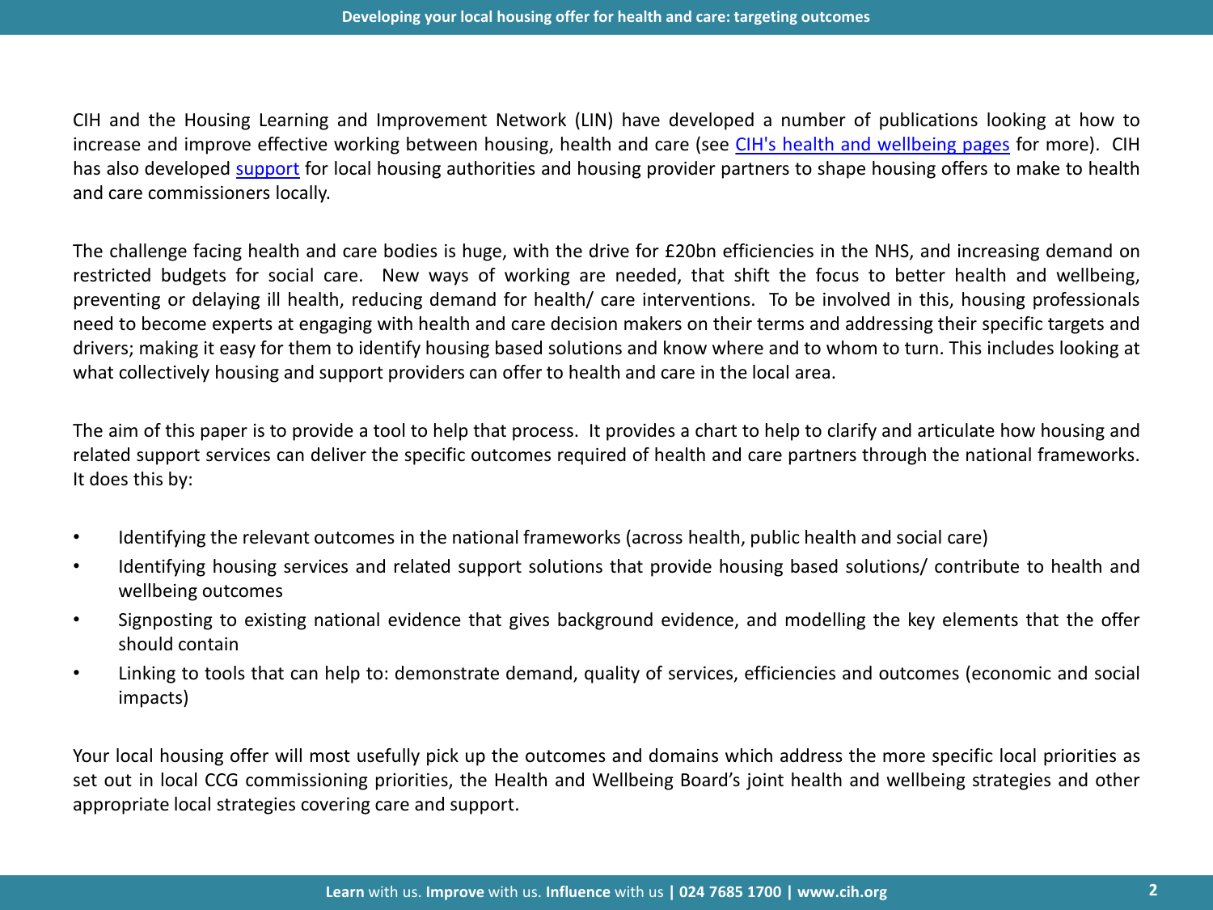CIH and the Housing Learning and Improvement Network (LIN) have developed a number of publications looking at how to increase and improve effective working between housing, health and care (see [CIH's health and wellbeing pages]() for more). CIH has also developed [support]() for local housing authorities and housing provider partners to shape housing offers to make to health and care commissioners locally.

The challenge facing health and care bodies is huge, with the drive for £20bn efficiencies in the NHS, and increasing demand on restricted budgets for social care. New ways of working are needed, that shift the focus to better health and wellbeing, preventing or delaying ill health, reducing demand for health/ care interventions. To be involved in this, housing professionals need to become experts at engaging with health and care decision makers on their terms and addressing their specific targets and drivers; making it easy for them to identify housing based solutions and know where and to whom to turn. This includes looking at what collectively housing and support providers can offer to health and care in the local area.

The aim of this paper is to provide a tool to help that process. It provides a chart to help to clarify and articulate how housing and related support services can deliver the specific outcomes required of health and care partners through the national frameworks. It does this by:

- Identifying the relevant outcomes in the national frameworks (across health, public health and social care)
- Identifying housing services and related support solutions that provide housing based solutions/ contribute to health and wellbeing outcomes
- Signposting to existing national evidence that gives background evidence, and modelling the key elements that the offer should contain
- Linking to tools that can help to: demonstrate demand, quality of services, efficiencies and outcomes (economic and social impacts)

Your local housing offer will most usefully pick up the outcomes and domains which address the more specific local priorities as set out in local CCG commissioning priorities, the Health and Wellbeing Board's joint health and wellbeing strategies and other appropriate local strategies covering care and support.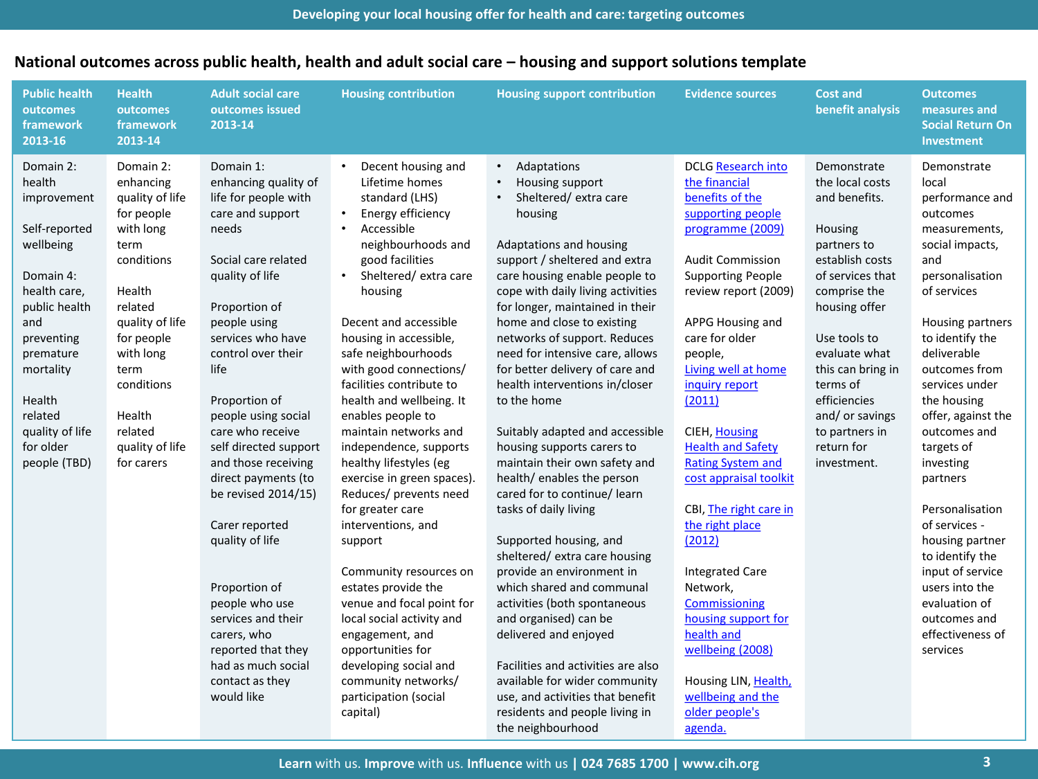## National outcomes across public health, health and adult social care – housing and support solutions template

| Public health outcomes framework 2013-16 | Health outcomes framework 2013-14 | Adult social care outcomes issued 2013-14 | Housing contribution | Housing support contribution | Evidence sources | Cost and benefit analysis | Outcomes measures and Social Return On Investment |
|---|---|---|---|---|---|---|---|
| Domain 2: health improvement<br><br>Self-reported wellbeing<br><br>Domain 4: health care, public health and preventing premature mortality<br><br>Health related quality of life for older people (TBD) | Domain 2: enhancing quality of life for people with long term conditions<br><br>Health related quality of life for people with long term conditions<br><br>Health related quality of life for carers | Domain 1: enhancing quality of life for people with care and support needs<br><br>Social care related quality of life<br><br>Proportion of people using services who have control over their life<br><br>Proportion of people using social care who receive self directed support and those receiving direct payments (to be revised 2014/15)<br><br>Carer reported quality of life<br><br>Proportion of people who use services and their carers, who reported that they had as much social contact as they would like | • Decent housing and Lifetime homes standard (LHS)<br>• Energy efficiency<br>• Accessible neighbourhoods and good facilities<br>• Sheltered/ extra care housing<br><br>Decent and accessible housing in accessible, safe neighbourhoods with good connections/ facilities contribute to health and wellbeing. It enables people to maintain networks and independence, supports healthy lifestyles (eg exercise in green spaces). Reduces/ prevents need for greater care interventions, and support<br><br>Community resources on estates provide the venue and focal point for local social activity and engagement, and opportunities for developing social and community networks/ participation (social capital) | • Adaptations<br>• Housing support<br>• Sheltered/ extra care housing<br><br>Adaptations and housing support / sheltered and extra care housing enable people to cope with daily living activities for longer, maintained in their home and close to existing networks of support. Reduces need for intensive care, allows for better delivery of care and health interventions in/closer to the home<br><br>Suitably adapted and accessible housing supports carers to maintain their own safety and health/ enables the person cared for to continue/ learn tasks of daily living<br><br>Supported housing, and sheltered/ extra care housing provide an environment in which shared and communal activities (both spontaneous and organised) can be delivered and enjoyed<br><br>Facilities and activities are also available for wider community use, and activities that benefit residents and people living in the neighbourhood | DCLG Research into the financial benefits of the supporting people programme (2009)<br><br>Audit Commission Supporting People review report (2009)<br><br>APPG Housing and care for older people, Living well at home inquiry report (2011)<br><br>CIEH, Housing Health and Safety Rating System and cost appraisal toolkit<br><br>CBI, The right care in the right place (2012)<br><br>Integrated Care Network, Commissioning housing support for health and wellbeing (2008)<br><br>Housing LIN, Health, wellbeing and the older people's agenda. | Demonstrate the local costs and benefits.<br><br>Housing partners to establish costs of services that comprise the housing offer<br><br>Use tools to evaluate what this can bring in terms of efficiencies and/ or savings to partners in return for investment. | Demonstrate local performance and outcomes measurements, social impacts, and personalisation of services<br><br>Housing partners to identify the deliverable outcomes from services under the housing offer, against the outcomes and targets of investing partners<br><br>Personalisation of services - housing partner to identify the input of service users into the evaluation of outcomes and effectiveness of services |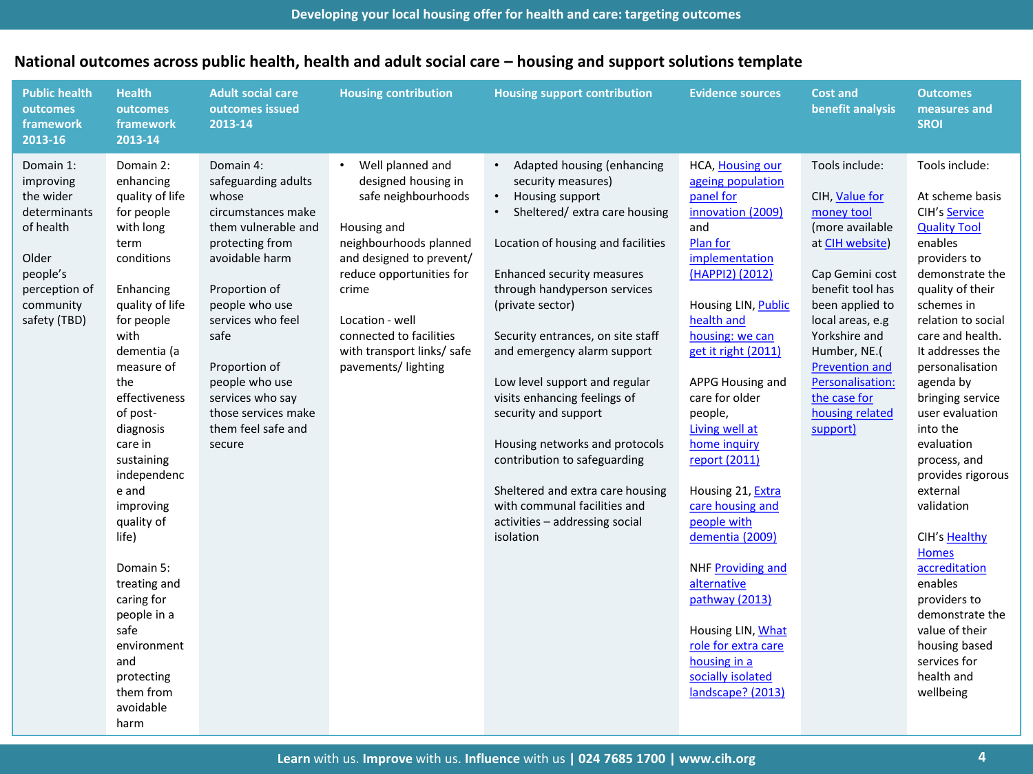## National outcomes across public health, health and adult social care – housing and support solutions template

| Public health outcomes framework 2013-16 | Health outcomes framework 2013-14 | Adult social care outcomes issued 2013-14 | Housing contribution | Housing support contribution | Evidence sources | Cost and benefit analysis | Outcomes measures and SROI |
|---|---|---|---|---|---|---|---|
| Domain 1: improving the wider determinants of health<br><br>Older people's perception of community safety (TBD) | Domain 2: enhancing quality of life for people with long term conditions<br><br>Enhancing quality of life for people with dementia (a measure of the effectiveness of post-diagnosis care in sustaining independence and improving quality of life)<br><br>Domain 5: treating and caring for people in a safe environment and protecting them from avoidable harm | Domain 4: safeguarding adults whose circumstances make them vulnerable and protecting from avoidable harm<br><br>Proportion of people who use services who feel safe<br><br>Proportion of people who use services who say those services make them feel safe and secure | • Well planned and designed housing in safe neighbourhoods<br><br>Housing and neighbourhoods planned and designed to prevent/ reduce opportunities for crime<br><br>Location - well connected to facilities with transport links/ safe pavements/ lighting | • Adapted housing (enhancing security measures)<br>• Housing support<br>• Sheltered/ extra care housing<br><br>Location of housing and facilities<br><br>Enhanced security measures through handyperson services (private sector)<br><br>Security entrances, on site staff and emergency alarm support<br><br>Low level support and regular visits enhancing feelings of security and support<br><br>Housing networks and protocols contribution to safeguarding<br><br>Sheltered and extra care housing with communal facilities and activities – addressing social isolation | HCA, Housing our ageing population panel for innovation (2009) and Plan for implementation (HAPPI2) (2012)<br><br>Housing LIN, Public health and housing: we can get it right (2011)<br><br>APPG Housing and care for older people, Living well at home inquiry report (2011)<br><br>Housing 21, Extra care housing and people with dementia (2009)<br><br>NHF Providing and alternative pathway (2013)<br><br>Housing LIN, What role for extra care housing in a socially isolated landscape? (2013) | Tools include:<br><br>CIH, Value for money tool (more available at CIH website)<br><br>Cap Gemini cost benefit tool has been applied to local areas, e.g Yorkshire and Humber, NE.( Prevention and Personalisation: the case for housing related support) | Tools include:<br><br>At scheme basis CIH's Service Quality Tool enables providers to demonstrate the quality of their schemes in relation to social care and health. It addresses the personalisation agenda by bringing service user evaluation into the evaluation process, and provides rigorous external validation<br><br>CIH's Healthy Homes accreditation enables providers to demonstrate the value of their housing based services for health and wellbeing |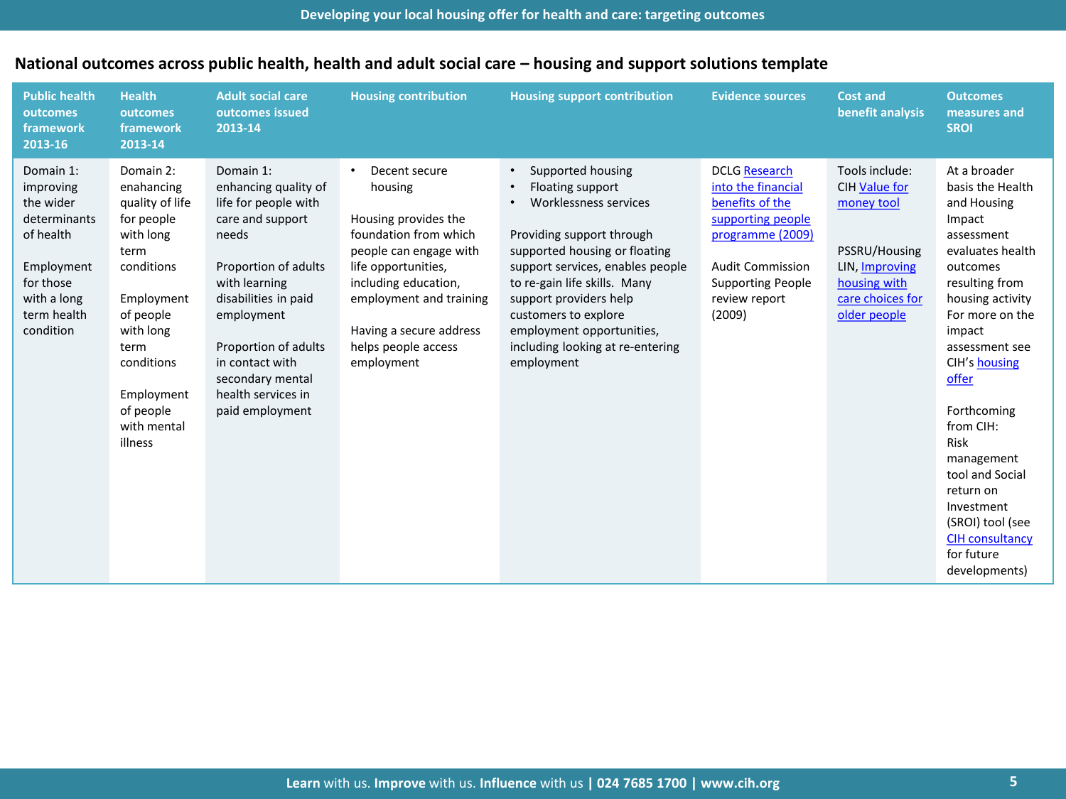## National outcomes across public health, health and adult social care – housing and support solutions template

| Public health outcomes framework 2013-16 | Health outcomes framework 2013-14 | Adult social care outcomes issued 2013-14 | Housing contribution | Housing support contribution | Evidence sources | Cost and benefit analysis | Outcomes measures and SROI |
|---|---|---|---|---|---|---|---|
| Domain 1: improving the wider determinants of health<br><br>Employment for those with a long term health condition | Domain 2: enahancing quality of life for people with long term conditions<br><br>Employment of people with long term conditions<br><br>Employment of people with mental illness | Domain 1: enhancing quality of life for people with care and support needs<br><br>Proportion of adults with learning disabilities in paid employment<br><br>Proportion of adults in contact with secondary mental health services in paid employment | • Decent secure housing<br><br>Housing provides the foundation from which people can engage with life opportunities, including education, employment and training<br><br>Having a secure address helps people access employment | • Supported housing<br>• Floating support<br>• Worklessness services<br><br>Providing support through supported housing or floating support services, enables people to re-gain life skills. Many support providers help customers to explore employment opportunities, including looking at re-entering employment | DCLG Research into the financial benefits of the supporting people programme (2009)<br><br>Audit Commission Supporting People review report (2009) | Tools include: CIH Value for money tool<br><br>PSSRU/Housing LIN, Improving housing with care choices for older people | At a broader basis the Health and Housing Impact assessment evaluates health outcomes resulting from housing activity For more on the impact assessment see CIH's housing offer<br><br>Forthcoming from CIH: Risk management tool and Social return on Investment (SROI) tool (see CIH consultancy for future developments) |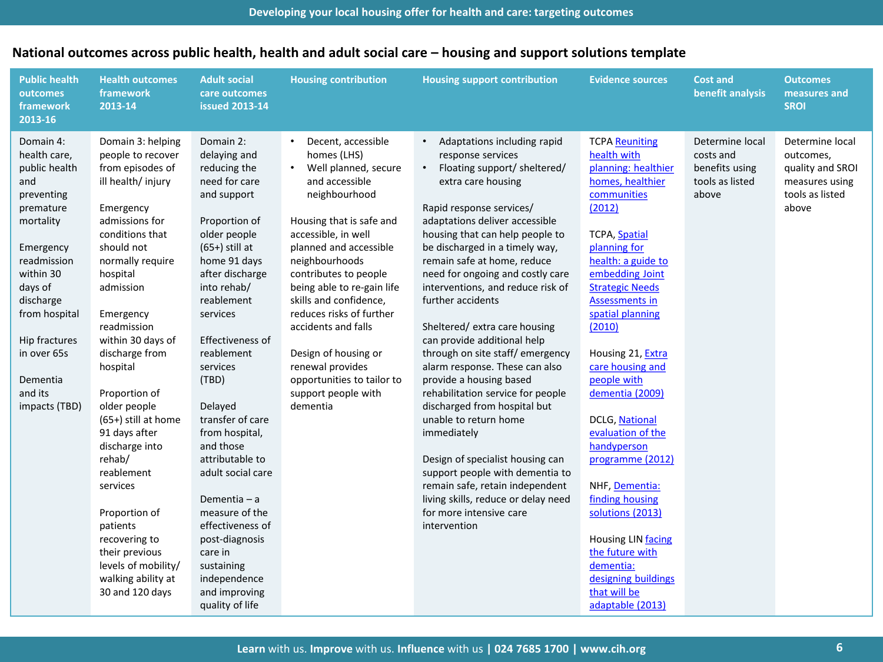## National outcomes across public health, health and adult social care – housing and support solutions template

| Public health outcomes framework 2013-16 | Health outcomes framework 2013-14 | Adult social care outcomes issued 2013-14 | Housing contribution | Housing support contribution | Evidence sources | Cost and benefit analysis | Outcomes measures and SROI |
|---|---|---|---|---|---|---|---|
| Domain 4: health care, public health and preventing premature mortality<br><br>Emergency readmission within 30 days of discharge from hospital<br><br>Hip fractures in over 65s<br><br>Dementia and its impacts (TBD) | Domain 3: helping people to recover from episodes of ill health/ injury<br><br>Emergency admissions for conditions that should not normally require hospital admission<br><br>Emergency readmission within 30 days of discharge from hospital<br><br>Proportion of older people (65+) still at home 91 days after discharge into rehab/ reablement services<br><br>Proportion of patients recovering to their previous levels of mobility/ walking ability at 30 and 120 days | Domain 2: delaying and reducing the need for care and support<br><br>Proportion of older people (65+) still at home 91 days after discharge into rehab/ reablement services<br><br>Effectiveness of reablement services (TBD)<br><br>Delayed transfer of care from hospital, and those attributable to adult social care<br><br>Dementia – a measure of the effectiveness of post-diagnosis care in sustaining independence and improving quality of life | • Decent, accessible homes (LHS)<br>• Well planned, secure and accessible neighbourhood<br><br>Housing that is safe and accessible, in well planned and accessible neighbourhoods contributes to people being able to re-gain life skills and confidence, reduces risks of further accidents and falls<br><br>Design of housing or renewal provides opportunities to tailor to support people with dementia | • Adaptations including rapid response services<br>• Floating support/ sheltered/ extra care housing<br><br>Rapid response services/ adaptations deliver accessible housing that can help people to be discharged in a timely way, remain safe at home, reduce need for ongoing and costly care interventions, and reduce risk of further accidents<br><br>Sheltered/ extra care housing can provide additional help through on site staff/ emergency alarm response. These can also provide a housing based rehabilitation service for people discharged from hospital but unable to return home immediately<br><br>Design of specialist housing can support people with dementia to remain safe, retain independent living skills, reduce or delay need for more intensive care intervention | TCPA Reuniting health with planning: healthier homes, healthier communities (2012)<br><br>TCPA, Spatial planning for health: a guide to embedding Joint Strategic Needs Assessments in spatial planning (2010)<br><br>Housing 21, Extra care housing and people with dementia (2009)<br><br>DCLG, National evaluation of the handyperson programme (2012)<br><br>NHF, Dementia: finding housing solutions (2013)<br><br>Housing LIN facing the future with dementia: designing buildings that will be adaptable (2013) | Determine local costs and benefits using tools as listed above | Determine local outcomes, quality and SROI measures using tools as listed above |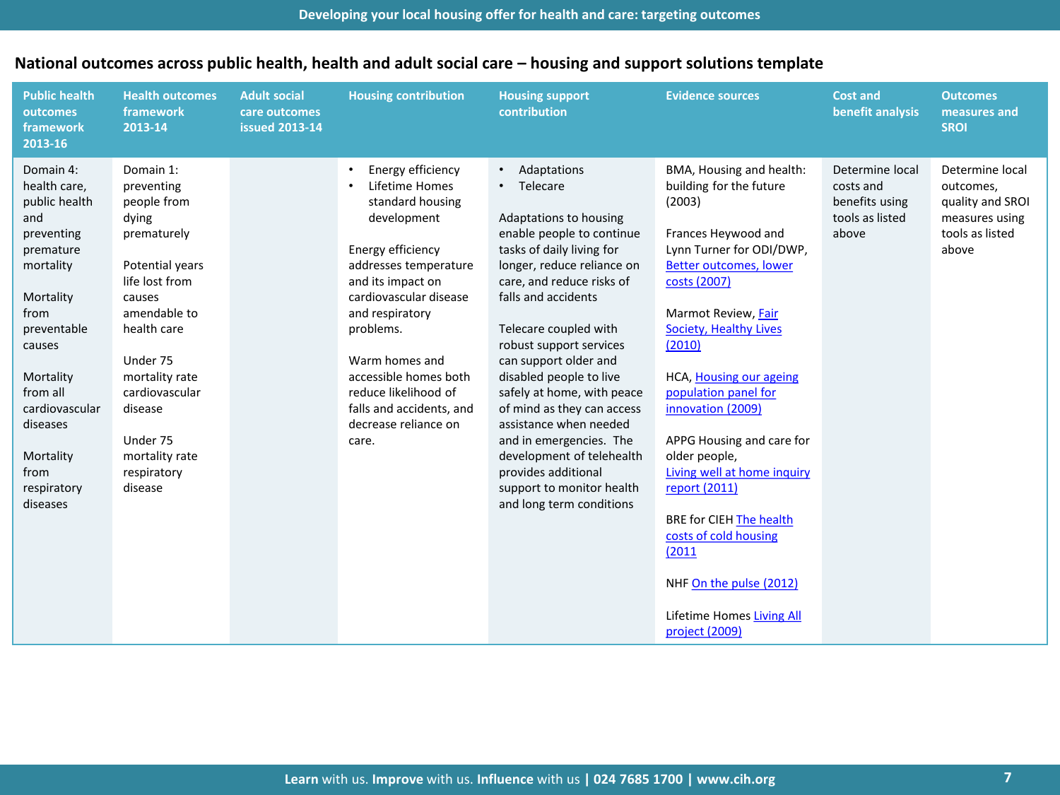## National outcomes across public health, health and adult social care – housing and support solutions template

| Public health outcomes framework 2013-16 | Health outcomes framework 2013-14 | Adult social care outcomes issued 2013-14 | Housing contribution | Housing support contribution | Evidence sources | Cost and benefit analysis | Outcomes measures and SROI |
|---|---|---|---|---|---|---|---|
| Domain 4: health care, public health and preventing premature mortality<br><br>Mortality from preventable causes<br><br>Mortality from all cardiovascular diseases<br><br>Mortality from respiratory diseases | Domain 1: preventing people from dying prematurely<br><br>Potential years life lost from causes amendable to health care<br><br>Under 75 mortality rate cardiovascular disease<br><br>Under 75 mortality rate respiratory disease | | • Energy efficiency<br>• Lifetime Homes standard housing development<br><br>Energy efficiency addresses temperature and its impact on cardiovascular disease and respiratory problems.<br><br>Warm homes and accessible homes both reduce likelihood of falls and accidents, and decrease reliance on care. | • Adaptations<br>• Telecare<br><br>Adaptations to housing enable people to continue tasks of daily living for longer, reduce reliance on care, and reduce risks of falls and accidents<br><br>Telecare coupled with robust support services can support older and disabled people to live safely at home, with peace of mind as they can access assistance when needed and in emergencies. The development of telehealth provides additional support to monitor health and long term conditions | BMA, Housing and health: building for the future (2003)<br><br>Frances Heywood and Lynn Turner for ODI/DWP, Better outcomes, lower costs (2007)<br><br>Marmot Review, Fair Society, Healthy Lives (2010)<br><br>HCA, Housing our ageing population panel for innovation (2009)<br><br>APPG Housing and care for older people, Living well at home inquiry report (2011)<br><br>BRE for CIEH The health costs of cold housing (2011<br><br>NHF On the pulse (2012)<br><br>Lifetime Homes Living All project (2009) | Determine local costs and benefits using tools as listed above | Determine local outcomes, quality and SROI measures using tools as listed above |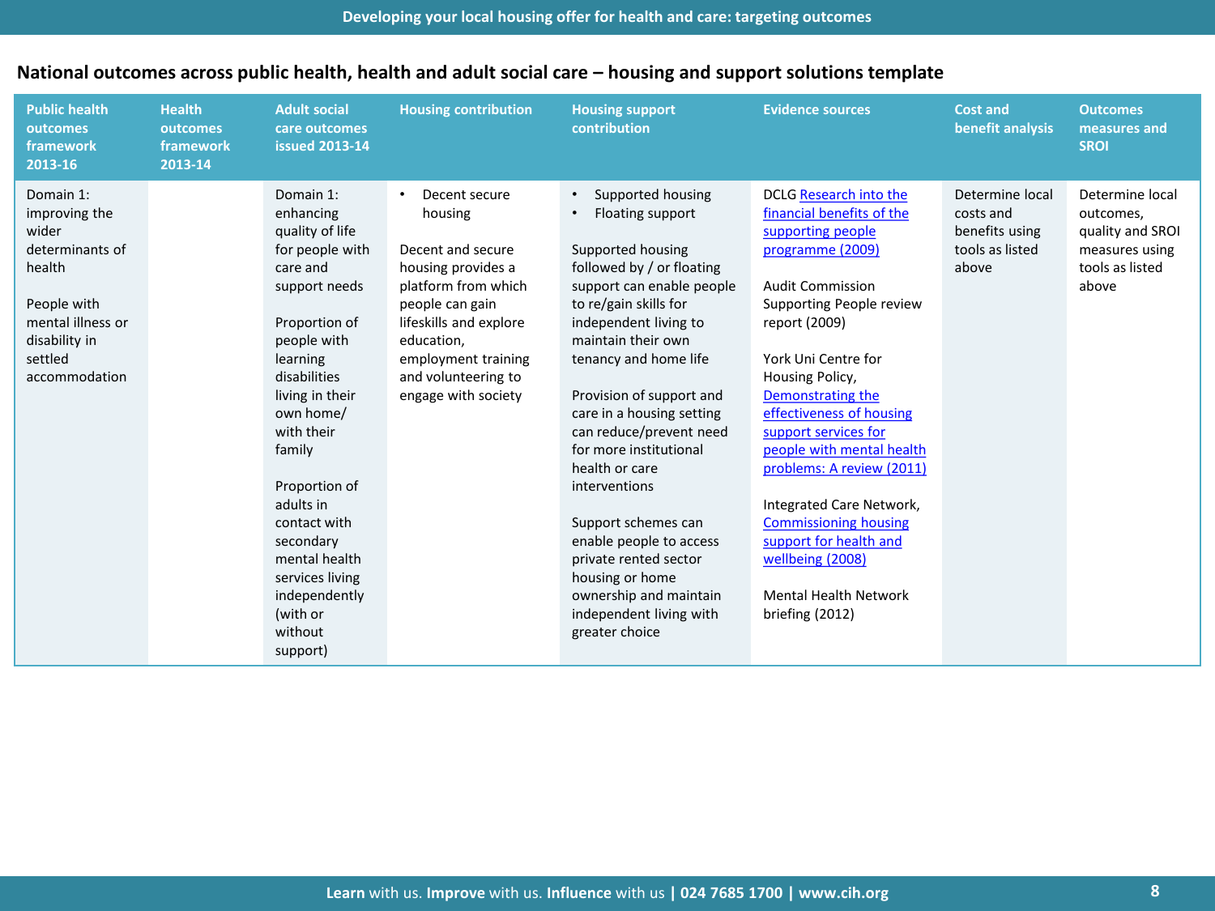## National outcomes across public health, health and adult social care – housing and support solutions template

| Public health outcomes framework 2013-16 | Health outcomes framework 2013-14 | Adult social care outcomes issued 2013-14 | Housing contribution | Housing support contribution | Evidence sources | Cost and benefit analysis | Outcomes measures and SROI |
|---|---|---|---|---|---|---|---|
| Domain 1: improving the wider determinants of health<br><br>People with mental illness or disability in settled accommodation | | Domain 1: enhancing quality of life for people with care and support needs<br><br>Proportion of people with learning disabilities living in their own home/ with their family<br><br>Proportion of adults in contact with secondary mental health services living independently (with or without support) | • Decent secure housing<br><br>Decent and secure housing provides a platform from which people can gain lifeskills and explore education, employment training and volunteering to engage with society | • Supported housing<br>• Floating support<br><br>Supported housing followed by / or floating support can enable people to re/gain skills for independent living to maintain their own tenancy and home life<br><br>Provision of support and care in a housing setting can reduce/prevent need for more institutional health or care interventions<br><br>Support schemes can enable people to access private rented sector housing or home ownership and maintain independent living with greater choice | DCLG Research into the financial benefits of the supporting people programme (2009)<br><br>Audit Commission Supporting People review report (2009)<br><br>York Uni Centre for Housing Policy, Demonstrating the effectiveness of housing support services for people with mental health problems: A review (2011)<br><br>Integrated Care Network, Commissioning housing support for health and wellbeing (2008)<br><br>Mental Health Network briefing (2012) | Determine local costs and benefits using tools as listed above | Determine local outcomes, quality and SROI measures using tools as listed above |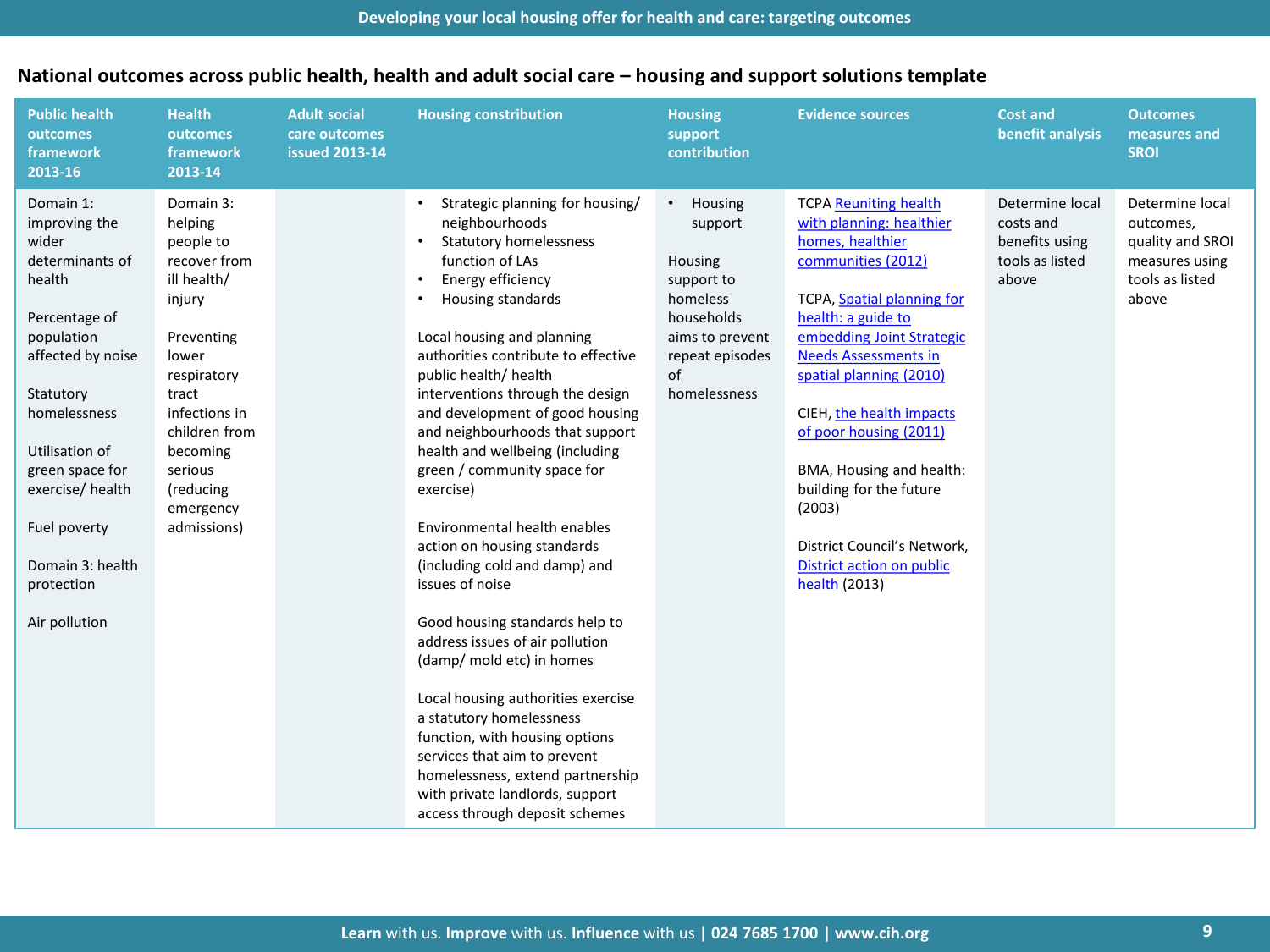## National outcomes across public health, health and adult social care – housing and support solutions template

| Public health outcomes framework 2013-16 | Health outcomes framework 2013-14 | Adult social care outcomes issued 2013-14 | Housing constribution | Housing support contribution | Evidence sources | Cost and benefit analysis | Outcomes measures and SROI |
|---|---|---|---|---|---|---|---|
| Domain 1: improving the wider determinants of health<br><br>Percentage of population affected by noise<br><br>Statutory homelessness<br><br>Utilisation of green space for exercise/ health<br><br>Fuel poverty<br><br>Domain 3: health protection<br><br>Air pollution | Domain 3: helping people to recover from ill health/ injury<br><br>Preventing lower respiratory tract infections in children from becoming serious (reducing emergency admissions) | | • Strategic planning for housing/ neighbourhoods<br>• Statutory homelessness function of LAs<br>• Energy efficiency<br>• Housing standards<br><br>Local housing and planning authorities contribute to effective public health/ health interventions through the design and development of good housing and neighbourhoods that support health and wellbeing (including green / community space for exercise)<br><br>Environmental health enables action on housing standards (including cold and damp) and issues of noise<br><br>Good housing standards help to address issues of air pollution (damp/ mold etc) in homes<br><br>Local housing authorities exercise a statutory homelessness function, with housing options services that aim to prevent homelessness, extend partnership with private landlords, support access through deposit schemes | • Housing support<br><br>Housing support to homeless households aims to prevent repeat episodes of homelessness | TCPA Reuniting health with planning: healthier homes, healthier communities (2012)<br><br>TCPA, Spatial planning for health: a guide to embedding Joint Strategic Needs Assessments in spatial planning (2010)<br><br>CIEH, the health impacts of poor housing (2011)<br><br>BMA, Housing and health: building for the future (2003)<br><br>District Council's Network, District action on public health (2013) | Determine local costs and benefits using tools as listed above | Determine local outcomes, quality and SROI measures using tools as listed above |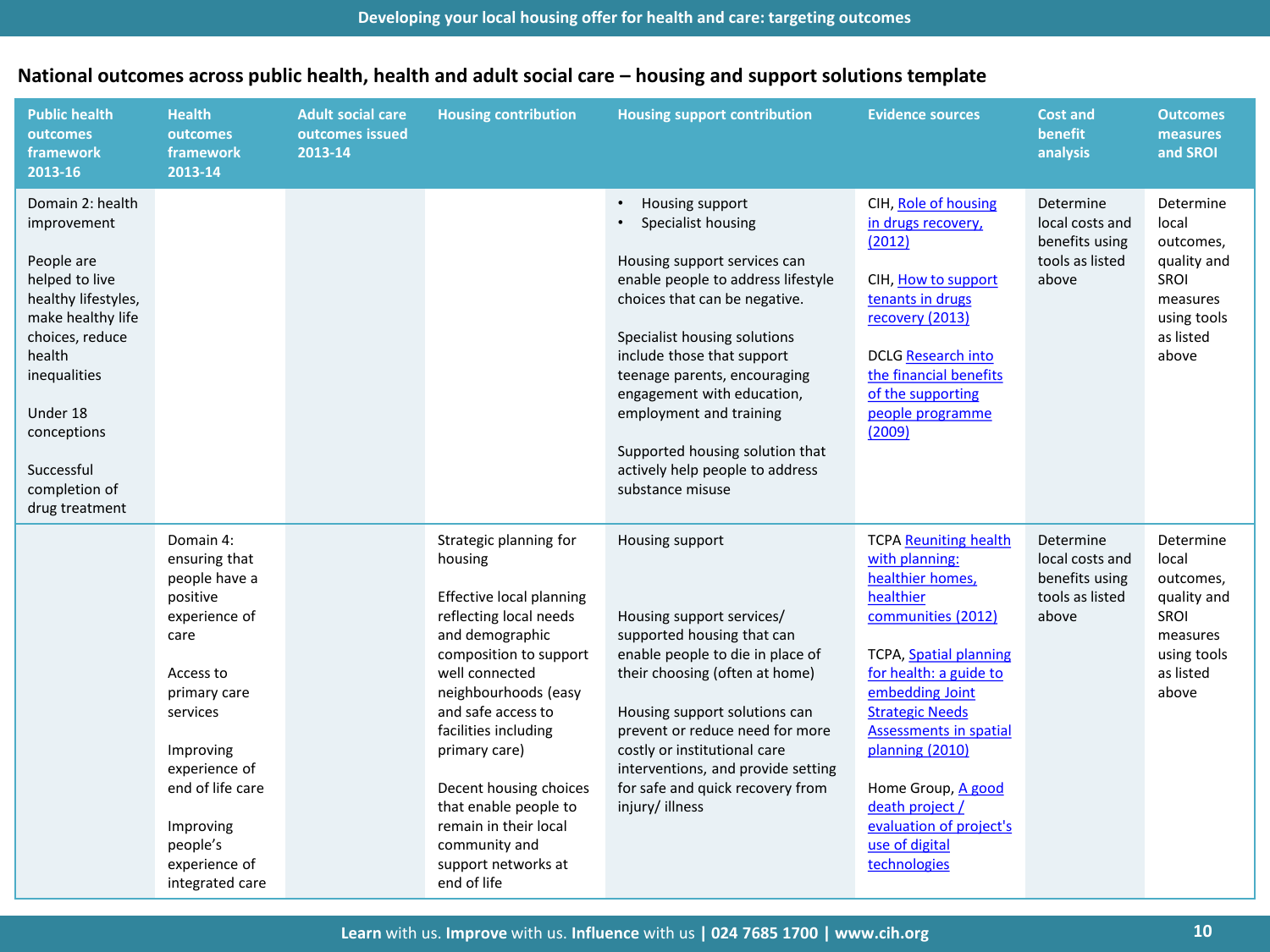## National outcomes across public health, health and adult social care – housing and support solutions template

| Public health outcomes framework 2013-16 | Health outcomes framework 2013-14 | Adult social care outcomes issued 2013-14 | Housing contribution | Housing support contribution | Evidence sources | Cost and benefit analysis | Outcomes measures and SROI |
|---|---|---|---|---|---|---|---|
| Domain 2: health improvement<br><br>People are helped to live healthy lifestyles, make healthy life choices, reduce health inequalities<br><br>Under 18 conceptions<br><br>Successful completion of drug treatment | | | | • Housing support<br>• Specialist housing<br><br>Housing support services can enable people to address lifestyle choices that can be negative.<br><br>Specialist housing solutions include those that support teenage parents, encouraging engagement with education, employment and training<br><br>Supported housing solution that actively help people to address substance misuse | CIH, Role of housing in drugs recovery, (2012)<br><br>CIH, How to support tenants in drugs recovery (2013)<br><br>DCLG Research into the financial benefits of the supporting people programme (2009) | Determine local costs and benefits using tools as listed above | Determine local outcomes, quality and SROI measures using tools as listed above |
| | Domain 4: ensuring that people have a positive experience of care<br><br>Access to primary care services<br><br>Improving experience of end of life care<br><br>Improving people's experience of integrated care | | Strategic planning for housing<br><br>Effective local planning reflecting local needs and demographic composition to support well connected neighbourhoods (easy and safe access to facilities including primary care)<br><br>Decent housing choices that enable people to remain in their local community and support networks at end of life | Housing support<br><br>Housing support services/ supported housing that can enable people to die in place of their choosing (often at home)<br><br>Housing support solutions can prevent or reduce need for more costly or institutional care interventions, and provide setting for safe and quick recovery from injury/ illness | TCPA Reuniting health with planning: healthier homes, healthier communities (2012)<br><br>TCPA, Spatial planning for health: a guide to embedding Joint Strategic Needs Assessments in spatial planning (2010)<br><br>Home Group, A good death project / evaluation of project's use of digital technologies | Determine local costs and benefits using tools as listed above | Determine local outcomes, quality and SROI measures using tools as listed above |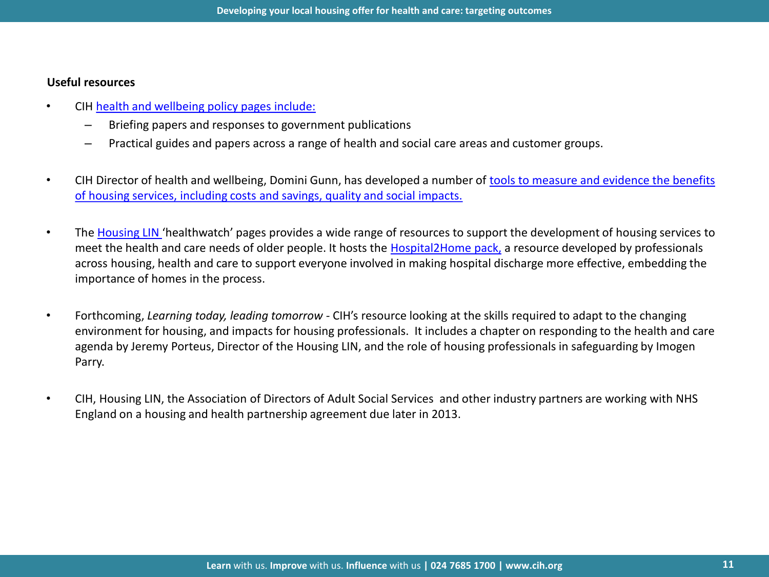**Useful resources**

- CIH health and wellbeing policy pages include:
  - Briefing papers and responses to government publications
  - Practical guides and papers across a range of health and social care areas and customer groups.

- CIH Director of health and wellbeing, Domini Gunn, has developed a number of tools to measure and evidence the benefits of housing services, including costs and savings, quality and social impacts.

- The Housing LIN 'healthwatch' pages provides a wide range of resources to support the development of housing services to meet the health and care needs of older people. It hosts the Hospital2Home pack, a resource developed by professionals across housing, health and care to support everyone involved in making hospital discharge more effective, embedding the importance of homes in the process.

- Forthcoming, *Learning today, leading tomorrow* - CIH's resource looking at the skills required to adapt to the changing environment for housing, and impacts for housing professionals. It includes a chapter on responding to the health and care agenda by Jeremy Porteus, Director of the Housing LIN, and the role of housing professionals in safeguarding by Imogen Parry.

- CIH, Housing LIN, the Association of Directors of Adult Social Services and other industry partners are working with NHS England on a housing and health partnership agreement due later in 2013.